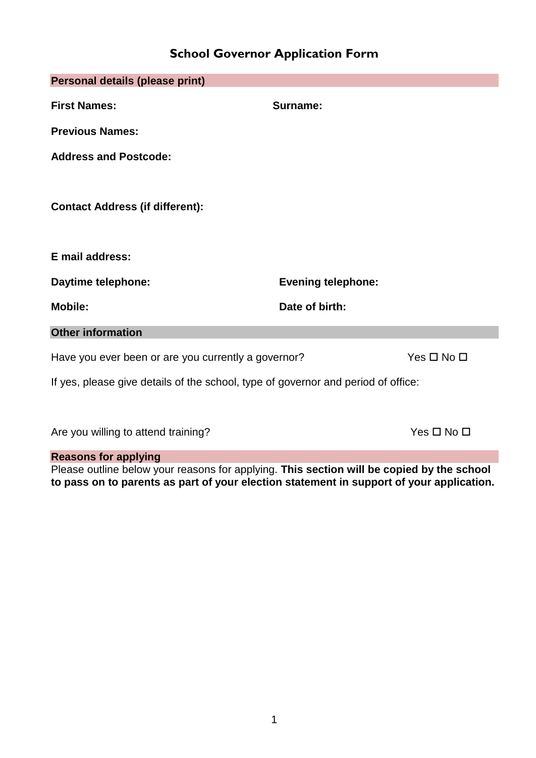# School Governor Application Form

## Personal details (please print)

**First Names:** **Surname:**

**Previous Names:**

**Address and Postcode:**

**Contact Address (if different):**

**E mail address:**

**Daytime telephone:** **Evening telephone:**

**Mobile:** **Date of birth:**

## Other information

Have you ever been or are you currently a governor? Yes ☐ No ☐

If yes, please give details of the school, type of governor and period of office:

Are you willing to attend training? Yes ☐ No ☐

## Reasons for applying

Please outline below your reasons for applying. **This section will be copied by the school to pass on to parents as part of your election statement in support of your application.**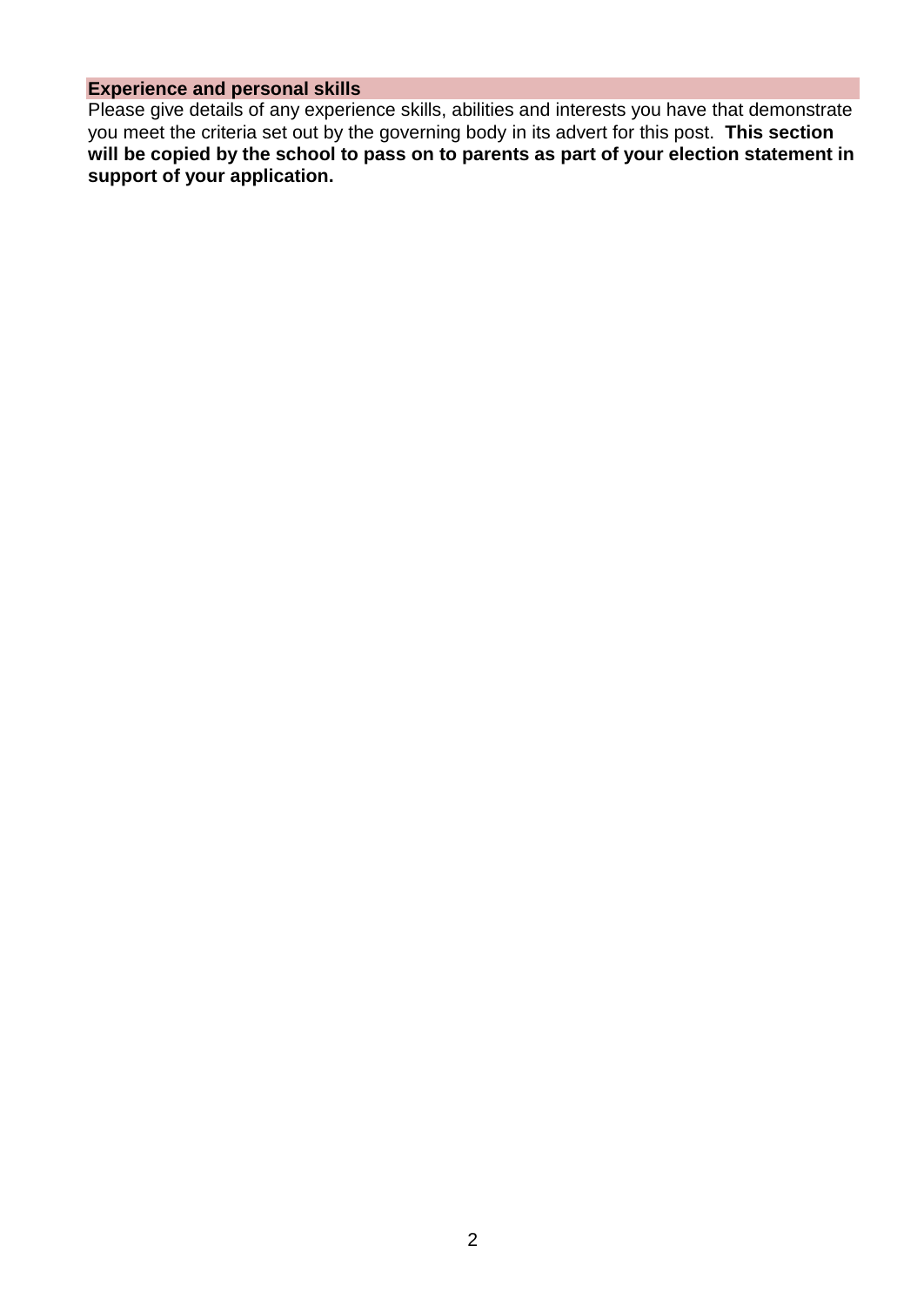## Experience and personal skills

Please give details of any experience skills, abilities and interests you have that demonstrate you meet the criteria set out by the governing body in its advert for this post. **This section will be copied by the school to pass on to parents as part of your election statement in support of your application.**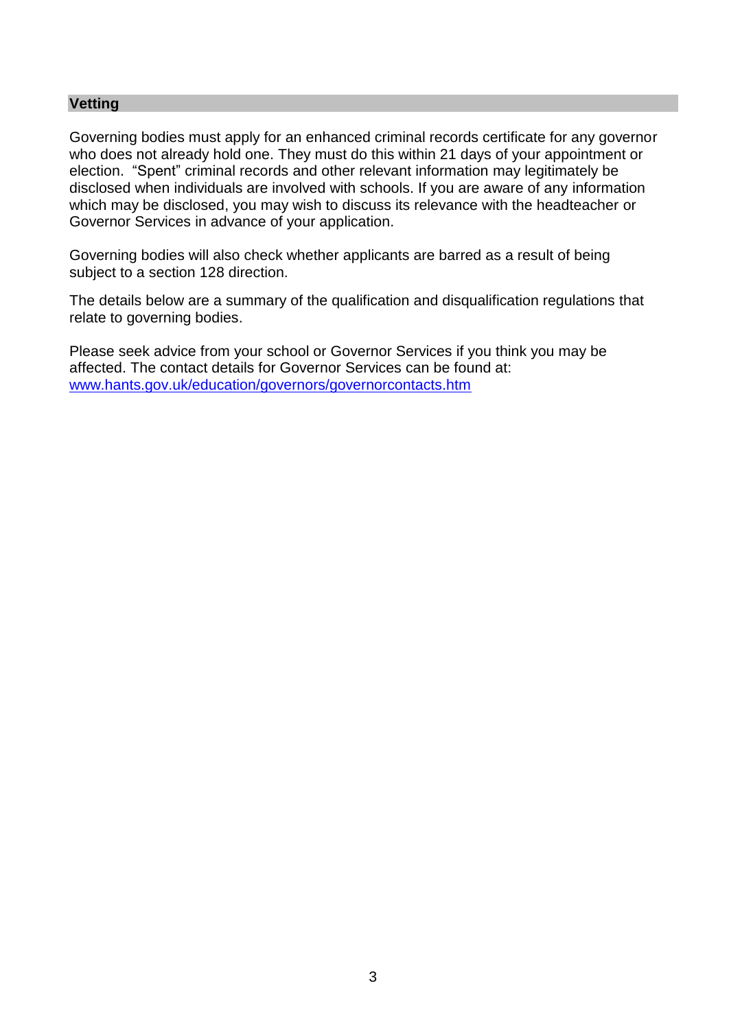## Vetting

Governing bodies must apply for an enhanced criminal records certificate for any governor who does not already hold one. They must do this within 21 days of your appointment or election. "Spent" criminal records and other relevant information may legitimately be disclosed when individuals are involved with schools. If you are aware of any information which may be disclosed, you may wish to discuss its relevance with the headteacher or Governor Services in advance of your application.

Governing bodies will also check whether applicants are barred as a result of being subject to a section 128 direction.

The details below are a summary of the qualification and disqualification regulations that relate to governing bodies.

Please seek advice from your school or Governor Services if you think you may be affected. The contact details for Governor Services can be found at: [www.hants.gov.uk/education/governors/governorcontacts.htm](http://www.hants.gov.uk/education/governors/governorcontacts.htm)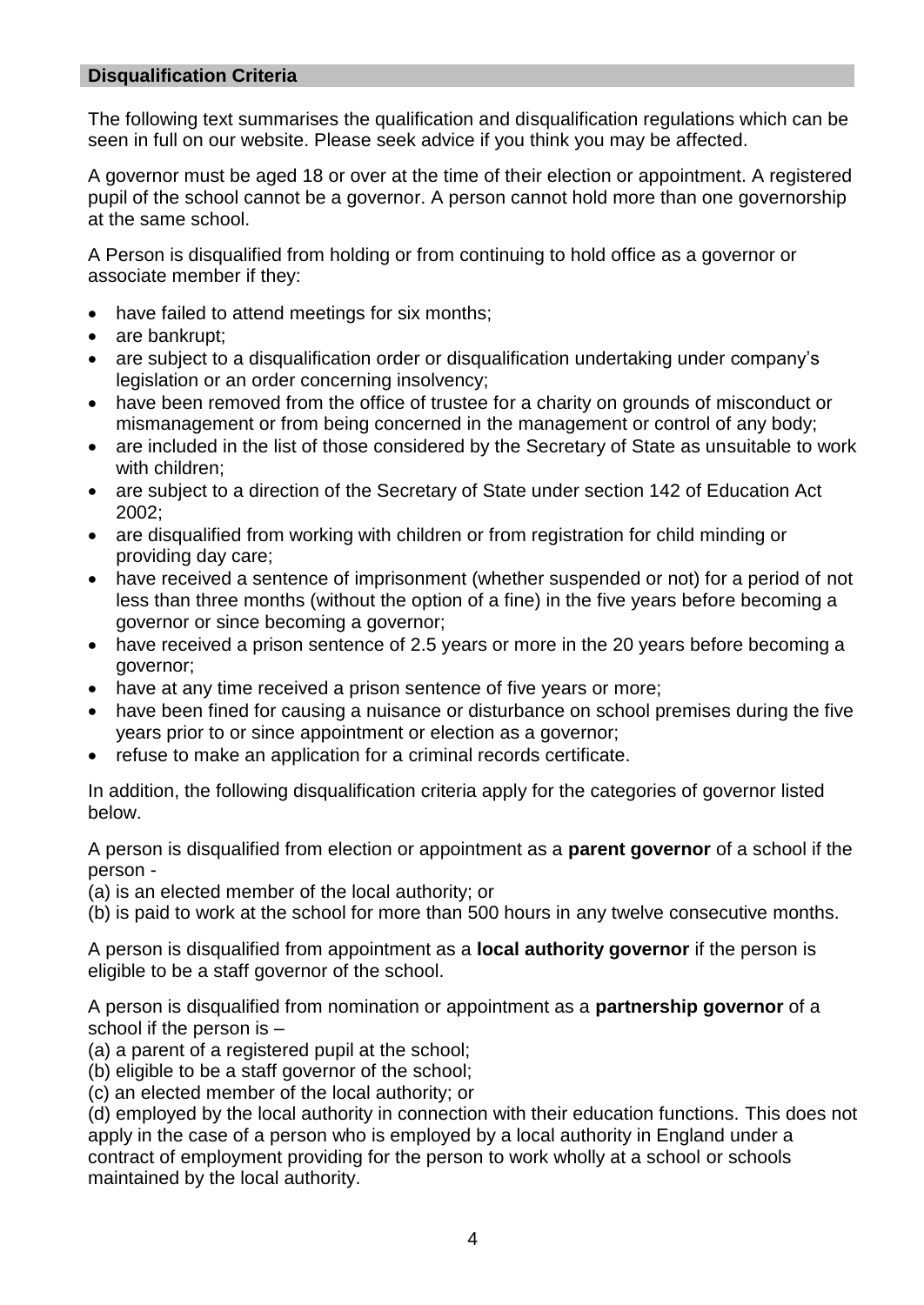## Disqualification Criteria

The following text summarises the qualification and disqualification regulations which can be seen in full on our website. Please seek advice if you think you may be affected.

A governor must be aged 18 or over at the time of their election or appointment. A registered pupil of the school cannot be a governor. A person cannot hold more than one governorship at the same school.

A Person is disqualified from holding or from continuing to hold office as a governor or associate member if they:

- have failed to attend meetings for six months;
- are bankrupt;
- are subject to a disqualification order or disqualification undertaking under company's legislation or an order concerning insolvency;
- have been removed from the office of trustee for a charity on grounds of misconduct or mismanagement or from being concerned in the management or control of any body;
- are included in the list of those considered by the Secretary of State as unsuitable to work with children;
- are subject to a direction of the Secretary of State under section 142 of Education Act 2002;
- are disqualified from working with children or from registration for child minding or providing day care;
- have received a sentence of imprisonment (whether suspended or not) for a period of not less than three months (without the option of a fine) in the five years before becoming a governor or since becoming a governor;
- have received a prison sentence of 2.5 years or more in the 20 years before becoming a governor;
- have at any time received a prison sentence of five years or more;
- have been fined for causing a nuisance or disturbance on school premises during the five years prior to or since appointment or election as a governor;
- refuse to make an application for a criminal records certificate.

In addition, the following disqualification criteria apply for the categories of governor listed below.

A person is disqualified from election or appointment as a **parent governor** of a school if the person -
(a) is an elected member of the local authority; or
(b) is paid to work at the school for more than 500 hours in any twelve consecutive months.

A person is disqualified from appointment as a **local authority governor** if the person is eligible to be a staff governor of the school.

A person is disqualified from nomination or appointment as a **partnership governor** of a school if the person is –
(a) a parent of a registered pupil at the school;
(b) eligible to be a staff governor of the school;
(c) an elected member of the local authority; or
(d) employed by the local authority in connection with their education functions. This does not apply in the case of a person who is employed by a local authority in England under a contract of employment providing for the person to work wholly at a school or schools maintained by the local authority.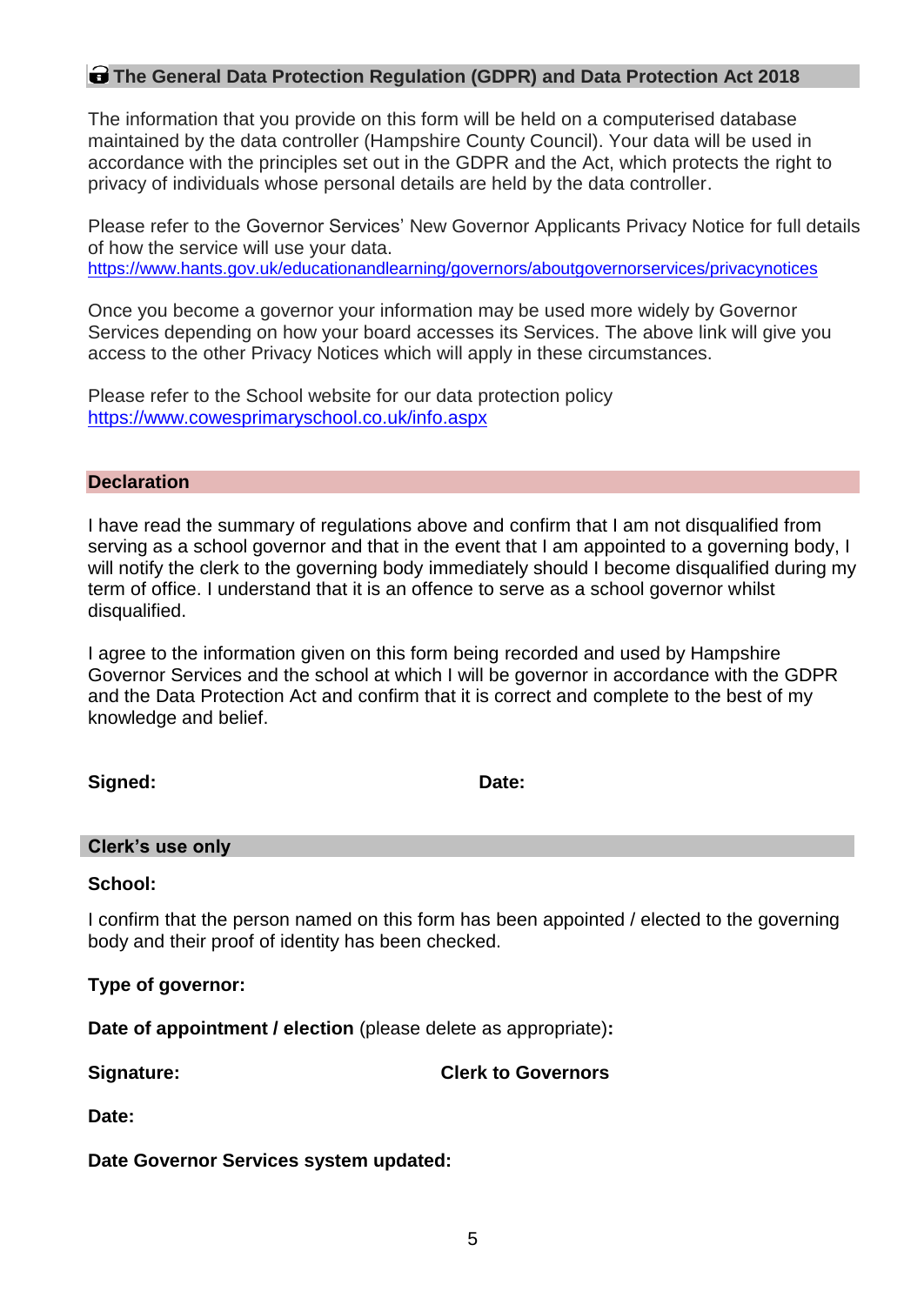## The General Data Protection Regulation (GDPR) and Data Protection Act 2018

The information that you provide on this form will be held on a computerised database maintained by the data controller (Hampshire County Council). Your data will be used in accordance with the principles set out in the GDPR and the Act, which protects the right to privacy of individuals whose personal details are held by the data controller.

Please refer to the Governor Services' New Governor Applicants Privacy Notice for full details of how the service will use your data.
https://www.hants.gov.uk/educationandlearning/governors/aboutgovernorservices/privacynotices

Once you become a governor your information may be used more widely by Governor Services depending on how your board accesses its Services. The above link will give you access to the other Privacy Notices which will apply in these circumstances.

Please refer to the School website for our data protection policy
https://www.cowesprimaryschool.co.uk/info.aspx

## Declaration

I have read the summary of regulations above and confirm that I am not disqualified from serving as a school governor and that in the event that I am appointed to a governing body, I will notify the clerk to the governing body immediately should I become disqualified during my term of office. I understand that it is an offence to serve as a school governor whilst disqualified.

I agree to the information given on this form being recorded and used by Hampshire Governor Services and the school at which I will be governor in accordance with the GDPR and the Data Protection Act and confirm that it is correct and complete to the best of my knowledge and belief.

**Signed:** **Date:**

## Clerk's use only

**School:**

I confirm that the person named on this form has been appointed / elected to the governing body and their proof of identity has been checked.

**Type of governor:**

**Date of appointment / election** (please delete as appropriate)**:**

**Signature:** **Clerk to Governors**

**Date:**

**Date Governor Services system updated:**